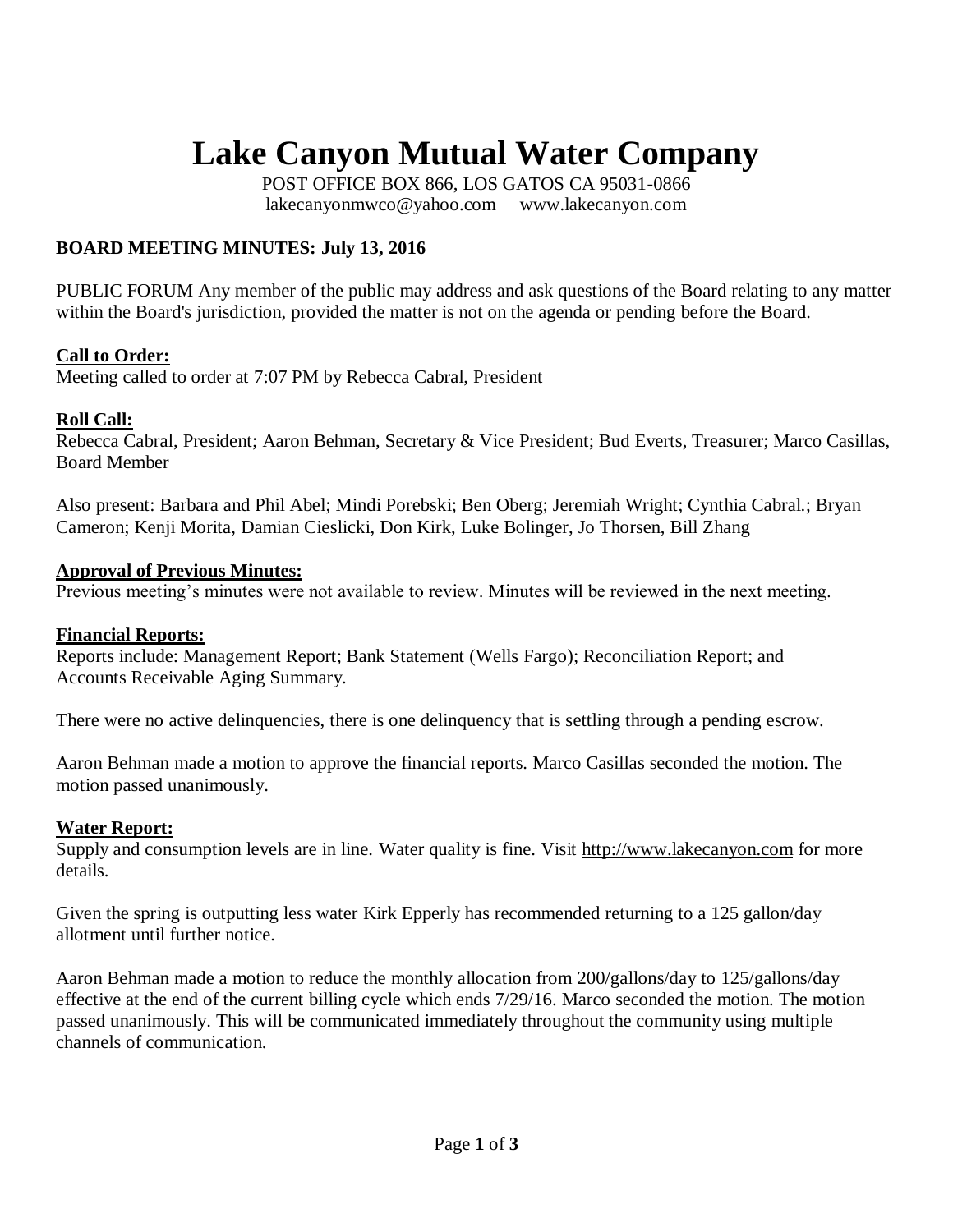# Lake Canyon Mutual Water Company

POST OFFICE BOX 866, LOS GATOS CA 95031-0866
lakecanyonmwco@yahoo.com     www.lakecanyon.com

**BOARD MEETING MINUTES: July 13, 2016**

PUBLIC FORUM Any member of the public may address and ask questions of the Board relating to any matter within the Board's jurisdiction, provided the matter is not on the agenda or pending before the Board.

**Call to Order:**
Meeting called to order at 7:07 PM by Rebecca Cabral, President

**Roll Call:**
Rebecca Cabral, President; Aaron Behman, Secretary & Vice President; Bud Everts, Treasurer; Marco Casillas, Board Member

Also present: Barbara and Phil Abel; Mindi Porebski; Ben Oberg; Jeremiah Wright; Cynthia Cabral.; Bryan Cameron; Kenji Morita, Damian Cieslicki, Don Kirk, Luke Bolinger, Jo Thorsen, Bill Zhang

**Approval of Previous Minutes:**
Previous meeting's minutes were not available to review. Minutes will be reviewed in the next meeting.

**Financial Reports:**
Reports include: Management Report; Bank Statement (Wells Fargo); Reconciliation Report; and Accounts Receivable Aging Summary.

There were no active delinquencies, there is one delinquency that is settling through a pending escrow.

Aaron Behman made a motion to approve the financial reports. Marco Casillas seconded the motion. The motion passed unanimously.

**Water Report:**
Supply and consumption levels are in line. Water quality is fine. Visit http://www.lakecanyon.com for more details.

Given the spring is outputting less water Kirk Epperly has recommended returning to a 125 gallon/day allotment until further notice.

Aaron Behman made a motion to reduce the monthly allocation from 200/gallons/day to 125/gallons/day effective at the end of the current billing cycle which ends 7/29/16. Marco seconded the motion. The motion passed unanimously. This will be communicated immediately throughout the community using multiple channels of communication.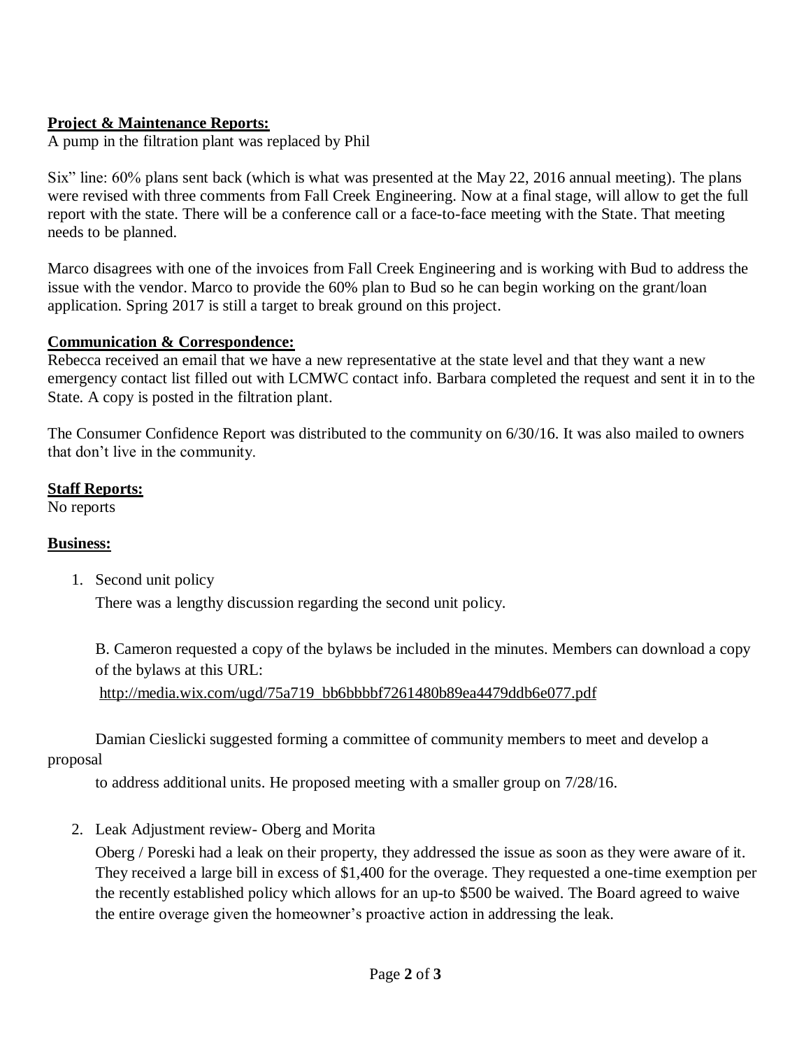**Project & Maintenance Reports:**

A pump in the filtration plant was replaced by Phil

Six" line: 60% plans sent back (which is what was presented at the May 22, 2016 annual meeting). The plans were revised with three comments from Fall Creek Engineering. Now at a final stage, will allow to get the full report with the state. There will be a conference call or a face-to-face meeting with the State. That meeting needs to be planned.

Marco disagrees with one of the invoices from Fall Creek Engineering and is working with Bud to address the issue with the vendor. Marco to provide the 60% plan to Bud so he can begin working on the grant/loan application. Spring 2017 is still a target to break ground on this project.

**Communication & Correspondence:**

Rebecca received an email that we have a new representative at the state level and that they want a new emergency contact list filled out with LCMWC contact info. Barbara completed the request and sent it in to the State. A copy is posted in the filtration plant.

The Consumer Confidence Report was distributed to the community on 6/30/16. It was also mailed to owners that don't live in the community.

**Staff Reports:**

No reports

**Business:**

1. Second unit policy

   There was a lengthy discussion regarding the second unit policy.

   B. Cameron requested a copy of the bylaws be included in the minutes. Members can download a copy of the bylaws at this URL:

   http://media.wix.com/ugd/75a719_bb6bbbbf7261480b89ea4479ddb6e077.pdf

   Damian Cieslicki suggested forming a committee of community members to meet and develop a proposal to address additional units. He proposed meeting with a smaller group on 7/28/16.

2. Leak Adjustment review- Oberg and Morita

   Oberg / Poreski had a leak on their property, they addressed the issue as soon as they were aware of it. They received a large bill in excess of $1,400 for the overage. They requested a one-time exemption per the recently established policy which allows for an up-to $500 be waived. The Board agreed to waive the entire overage given the homeowner's proactive action in addressing the leak.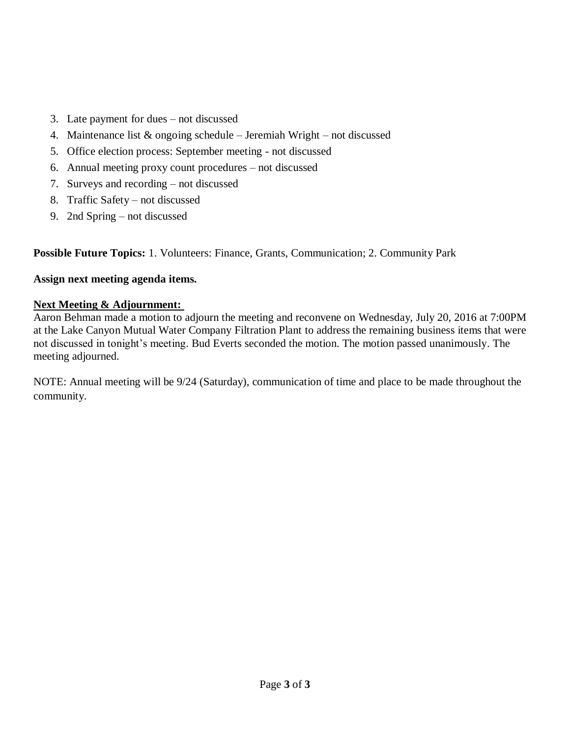3. Late payment for dues – not discussed
4. Maintenance list & ongoing schedule – Jeremiah Wright – not discussed
5. Office election process: September meeting - not discussed
6. Annual meeting proxy count procedures – not discussed
7. Surveys and recording – not discussed
8. Traffic Safety – not discussed
9. 2nd Spring – not discussed

**Possible Future Topics:** 1. Volunteers: Finance, Grants, Communication; 2. Community Park

**Assign next meeting agenda items.**

**Next Meeting & Adjournment:**

Aaron Behman made a motion to adjourn the meeting and reconvene on Wednesday, July 20, 2016 at 7:00PM at the Lake Canyon Mutual Water Company Filtration Plant to address the remaining business items that were not discussed in tonight's meeting. Bud Everts seconded the motion. The motion passed unanimously. The meeting adjourned.

NOTE: Annual meeting will be 9/24 (Saturday), communication of time and place to be made throughout the community.